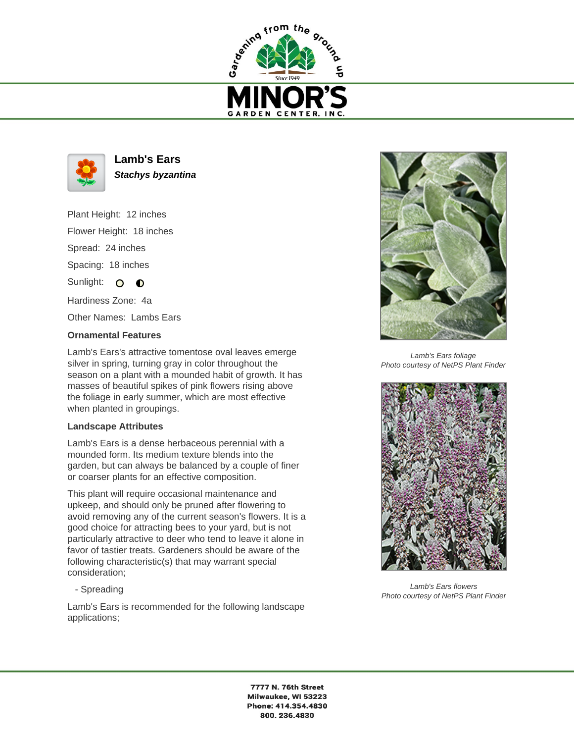# Lamb's Ears

***Stachys byzantina***

Plant Height: 12 inches

Flower Height: 18 inches

Spread: 24 inches

Spacing: 18 inches

Sunlight:

Hardiness Zone: 4a

Other Names: Lambs Ears

### Ornamental Features

Lamb's Ears's attractive tomentose oval leaves emerge silver in spring, turning gray in color throughout the season on a plant with a mounded habit of growth. It has masses of beautiful spikes of pink flowers rising above the foliage in early summer, which are most effective when planted in groupings.

### Landscape Attributes

Lamb's Ears is a dense herbaceous perennial with a mounded form. Its medium texture blends into the garden, but can always be balanced by a couple of finer or coarser plants for an effective composition.

This plant will require occasional maintenance and upkeep, and should only be pruned after flowering to avoid removing any of the current season's flowers. It is a good choice for attracting bees to your yard, but is not particularly attractive to deer who tend to leave it alone in favor of tastier treats. Gardeners should be aware of the following characteristic(s) that may warrant special consideration;

- Spreading

Lamb's Ears is recommended for the following landscape applications;

*Lamb's Ears foliage*
*Photo courtesy of NetPS Plant Finder*

*Lamb's Ears flowers*
*Photo courtesy of NetPS Plant Finder*

7777 N. 76th Street
Milwaukee, WI 53223
Phone: 414.354.4830
800. 236.4830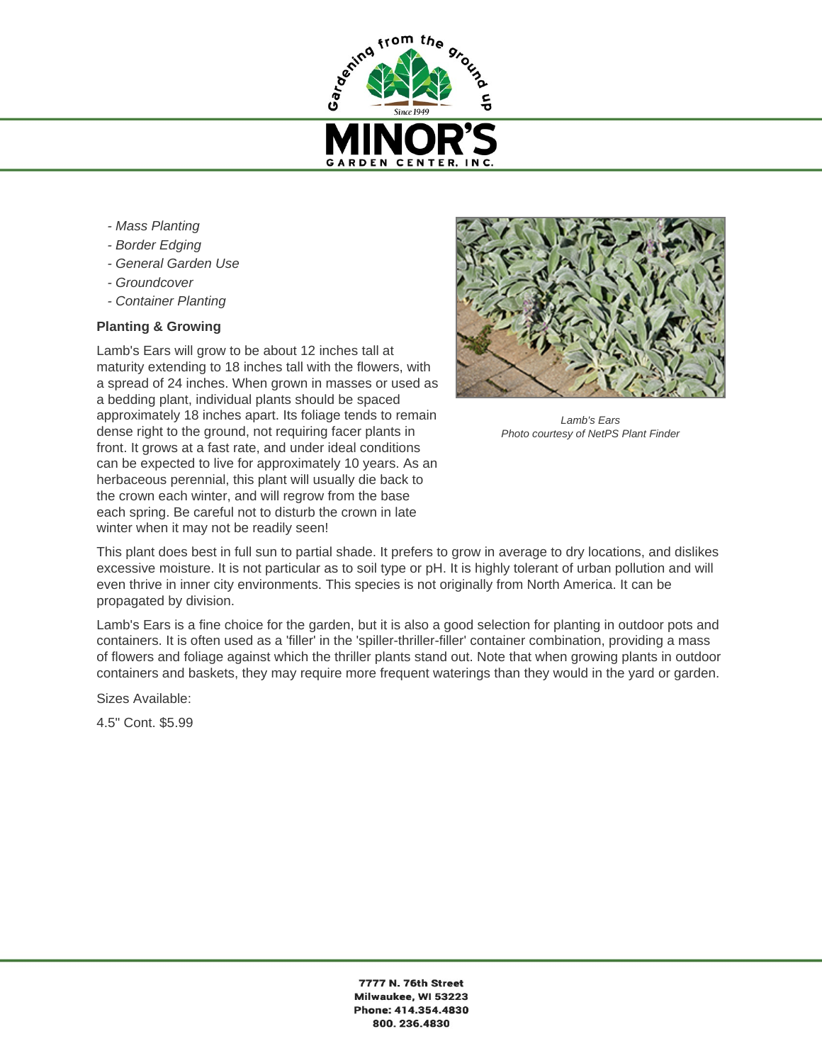*- Mass Planting*
*- Border Edging*
*- General Garden Use*
*- Groundcover*
*- Container Planting*

**Planting & Growing**

Lamb's Ears will grow to be about 12 inches tall at maturity extending to 18 inches tall with the flowers, with a spread of 24 inches. When grown in masses or used as a bedding plant, individual plants should be spaced approximately 18 inches apart. Its foliage tends to remain dense right to the ground, not requiring facer plants in front. It grows at a fast rate, and under ideal conditions can be expected to live for approximately 10 years. As an herbaceous perennial, this plant will usually die back to the crown each winter, and will regrow from the base each spring. Be careful not to disturb the crown in late winter when it may not be readily seen!

*Lamb's Ears*
*Photo courtesy of NetPS Plant Finder*

This plant does best in full sun to partial shade. It prefers to grow in average to dry locations, and dislikes excessive moisture. It is not particular as to soil type or pH. It is highly tolerant of urban pollution and will even thrive in inner city environments. This species is not originally from North America. It can be propagated by division.

Lamb's Ears is a fine choice for the garden, but it is also a good selection for planting in outdoor pots and containers. It is often used as a 'filler' in the 'spiller-thriller-filler' container combination, providing a mass of flowers and foliage against which the thriller plants stand out. Note that when growing plants in outdoor containers and baskets, they may require more frequent waterings than they would in the yard or garden.

Sizes Available:

4.5" Cont. $5.99